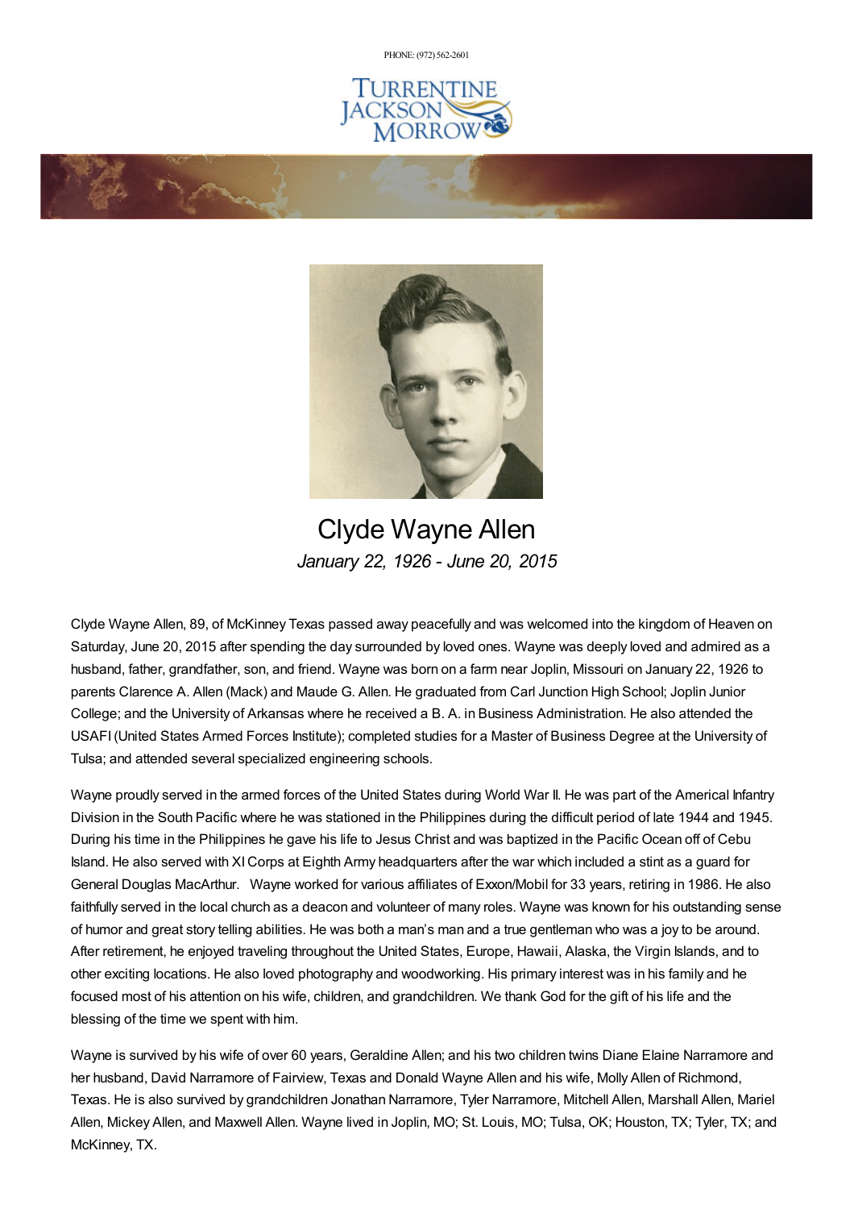PHONE: (972) 562-2601

TURRENTINE JACKSON MORROW

# Clyde Wayne Allen

*January 22, 1926 - June 20, 2015*

Clyde Wayne Allen, 89, of McKinney Texas passed away peacefully and was welcomed into the kingdom of Heaven on Saturday, June 20, 2015 after spending the day surrounded by loved ones. Wayne was deeply loved and admired as a husband, father, grandfather, son, and friend. Wayne was born on a farm near Joplin, Missouri on January 22, 1926 to parents Clarence A. Allen (Mack) and Maude G. Allen. He graduated from Carl Junction High School; Joplin Junior College; and the University of Arkansas where he received a B. A. in Business Administration. He also attended the USAFI (United States Armed Forces Institute); completed studies for a Master of Business Degree at the University of Tulsa; and attended several specialized engineering schools.

Wayne proudly served in the armed forces of the United States during World War II. He was part of the Americal Infantry Division in the South Pacific where he was stationed in the Philippines during the difficult period of late 1944 and 1945. During his time in the Philippines he gave his life to Jesus Christ and was baptized in the Pacific Ocean off of Cebu Island. He also served with XI Corps at Eighth Army headquarters after the war which included a stint as a guard for General Douglas MacArthur. Wayne worked for various affiliates of Exxon/Mobil for 33 years, retiring in 1986. He also faithfully served in the local church as a deacon and volunteer of many roles. Wayne was known for his outstanding sense of humor and great story telling abilities. He was both a man's man and a true gentleman who was a joy to be around. After retirement, he enjoyed traveling throughout the United States, Europe, Hawaii, Alaska, the Virgin Islands, and to other exciting locations. He also loved photography and woodworking. His primary interest was in his family and he focused most of his attention on his wife, children, and grandchildren. We thank God for the gift of his life and the blessing of the time we spent with him.

Wayne is survived by his wife of over 60 years, Geraldine Allen; and his two children twins Diane Elaine Narramore and her husband, David Narramore of Fairview, Texas and Donald Wayne Allen and his wife, Molly Allen of Richmond, Texas. He is also survived by grandchildren Jonathan Narramore, Tyler Narramore, Mitchell Allen, Marshall Allen, Mariel Allen, Mickey Allen, and Maxwell Allen. Wayne lived in Joplin, MO; St. Louis, MO; Tulsa, OK; Houston, TX; Tyler, TX; and McKinney, TX.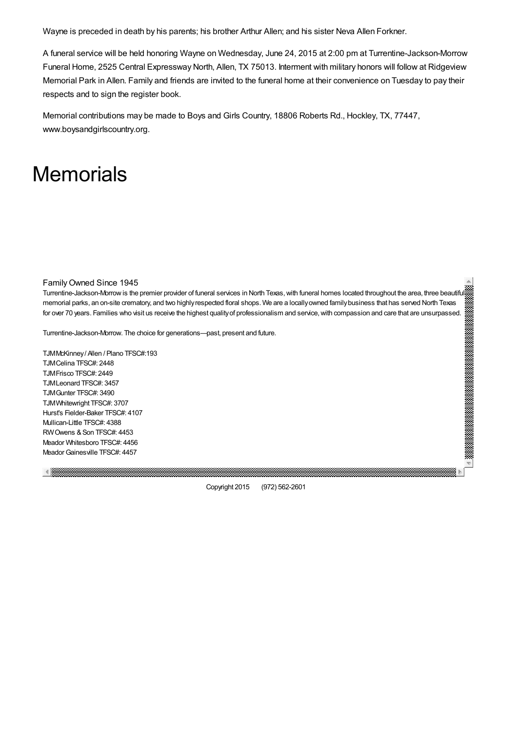Wayne is preceded in death by his parents; his brother Arthur Allen; and his sister Neva Allen Forkner.

A funeral service will be held honoring Wayne on Wednesday, June 24, 2015 at 2:00 pm at Turrentine-Jackson-Morrow Funeral Home, 2525 Central Expressway North, Allen, TX 75013. Interment with military honors will follow at Ridgeview Memorial Park in Allen. Family and friends are invited to the funeral home at their convenience on Tuesday to pay their respects and to sign the register book.

Memorial contributions may be made to Boys and Girls Country, 18806 Roberts Rd., Hockley, TX, 77447, www.boysandgirlscountry.org.

# Memorials

Family Owned Since 1945

Turrentine-Jackson-Morrow is the premier provider of funeral services in North Texas, with funeral homes located throughout the area, three beautiful memorial parks, an on-site crematory, and two highly respected floral shops. We are a locally owned family business that has served North Texas for over 70 years. Families who visit us receive the highest quality of professionalism and service, with compassion and care that are unsurpassed.

Turrentine-Jackson-Morrow. The choice for generations—past, present and future.

TJM McKinney / Allen / Plano TFSC#:193
TJM Celina TFSC#: 2448
TJM Frisco TFSC#: 2449
TJM Leonard TFSC#: 3457
TJM Gunter TFSC#: 3490
TJM Whitewright TFSC#: 3707
Hurst's Fielder-Baker TFSC#: 4107
Mullican-Little TFSC#: 4388
RW Owens & Son TFSC#: 4453
Meador Whitesboro TFSC#: 4456
Meador Gainesville TFSC#: 4457

Copyright 2015 (972) 562-2601